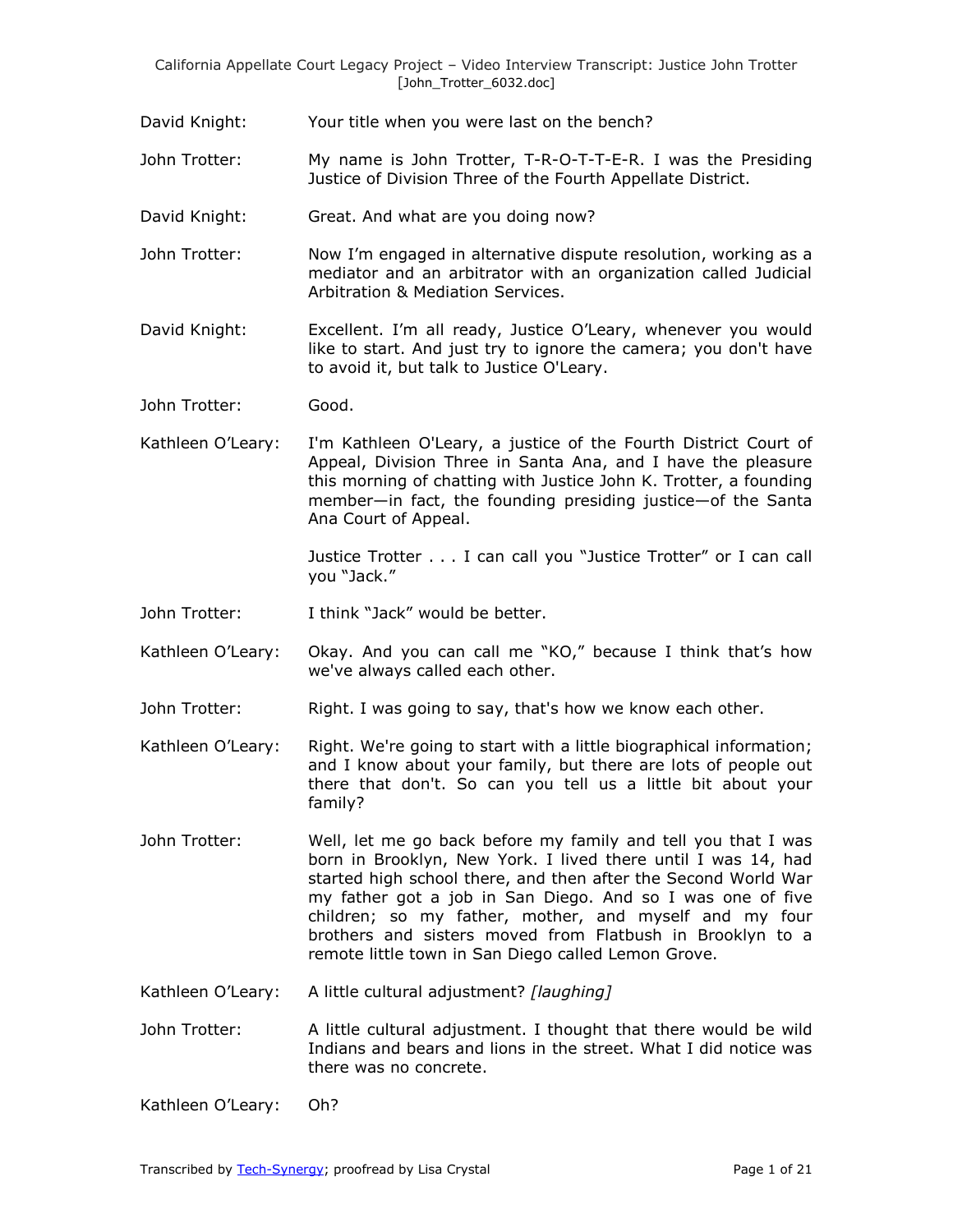David Knight: Your title when you were last on the bench?

John Trotter: My name is John Trotter, T-R-O-T-T-E-R. I was the Presiding Justice of Division Three of the Fourth Appellate District.

David Knight: Great. And what are you doing now?

John Trotter: Now I'm engaged in alternative dispute resolution, working as a mediator and an arbitrator with an organization called Judicial Arbitration & Mediation Services.

David Knight: Excellent. I'm all ready, Justice O'Leary, whenever you would like to start. And just try to ignore the camera; you don't have to avoid it, but talk to Justice O'Leary.

John Trotter: Good.

Kathleen O'Leary: I'm Kathleen O'Leary, a justice of the Fourth District Court of Appeal, Division Three in Santa Ana, and I have the pleasure this morning of chatting with Justice John K. Trotter, a founding member—in fact, the founding presiding justice—of the Santa Ana Court of Appeal.

Justice Trotter . . . I can call you "Justice Trotter" or I can call you "Jack."

John Trotter: I think "Jack" would be better.

Kathleen O'Leary: Okay. And you can call me "KO," because I think that's how we've always called each other.

John Trotter: Right. I was going to say, that's how we know each other.

Kathleen O'Leary: Right. We're going to start with a little biographical information; and I know about your family, but there are lots of people out there that don't. So can you tell us a little bit about your family?

John Trotter: Well, let me go back before my family and tell you that I was born in Brooklyn, New York. I lived there until I was 14, had started high school there, and then after the Second World War my father got a job in San Diego. And so I was one of five children; so my father, mother, and myself and my four brothers and sisters moved from Flatbush in Brooklyn to a remote little town in San Diego called Lemon Grove.

Kathleen O'Leary: A little cultural adjustment? *[laughing]*

John Trotter: A little cultural adjustment. I thought that there would be wild Indians and bears and lions in the street. What I did notice was there was no concrete.

Kathleen O'Leary: Oh?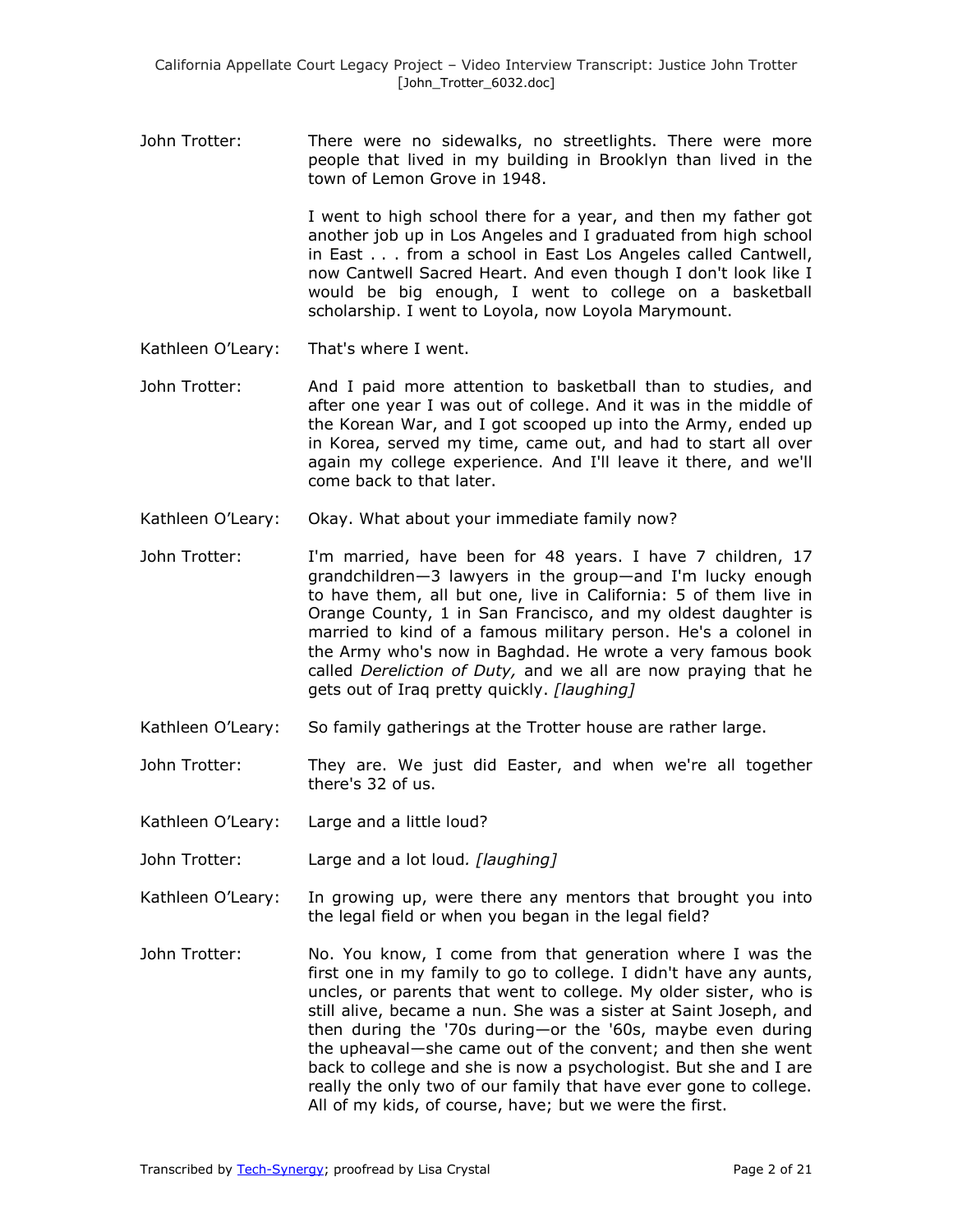John Trotter: There were no sidewalks, no streetlights. There were more people that lived in my building in Brooklyn than lived in the town of Lemon Grove in 1948.

I went to high school there for a year, and then my father got another job up in Los Angeles and I graduated from high school in East . . . from a school in East Los Angeles called Cantwell, now Cantwell Sacred Heart. And even though I don't look like I would be big enough, I went to college on a basketball scholarship. I went to Loyola, now Loyola Marymount.

Kathleen O'Leary: That's where I went.

John Trotter: And I paid more attention to basketball than to studies, and after one year I was out of college. And it was in the middle of the Korean War, and I got scooped up into the Army, ended up in Korea, served my time, came out, and had to start all over again my college experience. And I'll leave it there, and we'll come back to that later.

Kathleen O'Leary: Okay. What about your immediate family now?

John Trotter: I'm married, have been for 48 years. I have 7 children, 17 grandchildren—3 lawyers in the group—and I'm lucky enough to have them, all but one, live in California: 5 of them live in Orange County, 1 in San Francisco, and my oldest daughter is married to kind of a famous military person. He's a colonel in the Army who's now in Baghdad. He wrote a very famous book called *Dereliction of Duty,* and we all are now praying that he gets out of Iraq pretty quickly. *[laughing]*

Kathleen O'Leary: So family gatherings at the Trotter house are rather large.

John Trotter: They are. We just did Easter, and when we're all together there's 32 of us.

Kathleen O'Leary: Large and a little loud?

John Trotter: Large and a lot loud. *[laughing]*

Kathleen O'Leary: In growing up, were there any mentors that brought you into the legal field or when you began in the legal field?

John Trotter: No. You know, I come from that generation where I was the first one in my family to go to college. I didn't have any aunts, uncles, or parents that went to college. My older sister, who is still alive, became a nun. She was a sister at Saint Joseph, and then during the '70s during—or the '60s, maybe even during the upheaval—she came out of the convent; and then she went back to college and she is now a psychologist. But she and I are really the only two of our family that have ever gone to college. All of my kids, of course, have; but we were the first.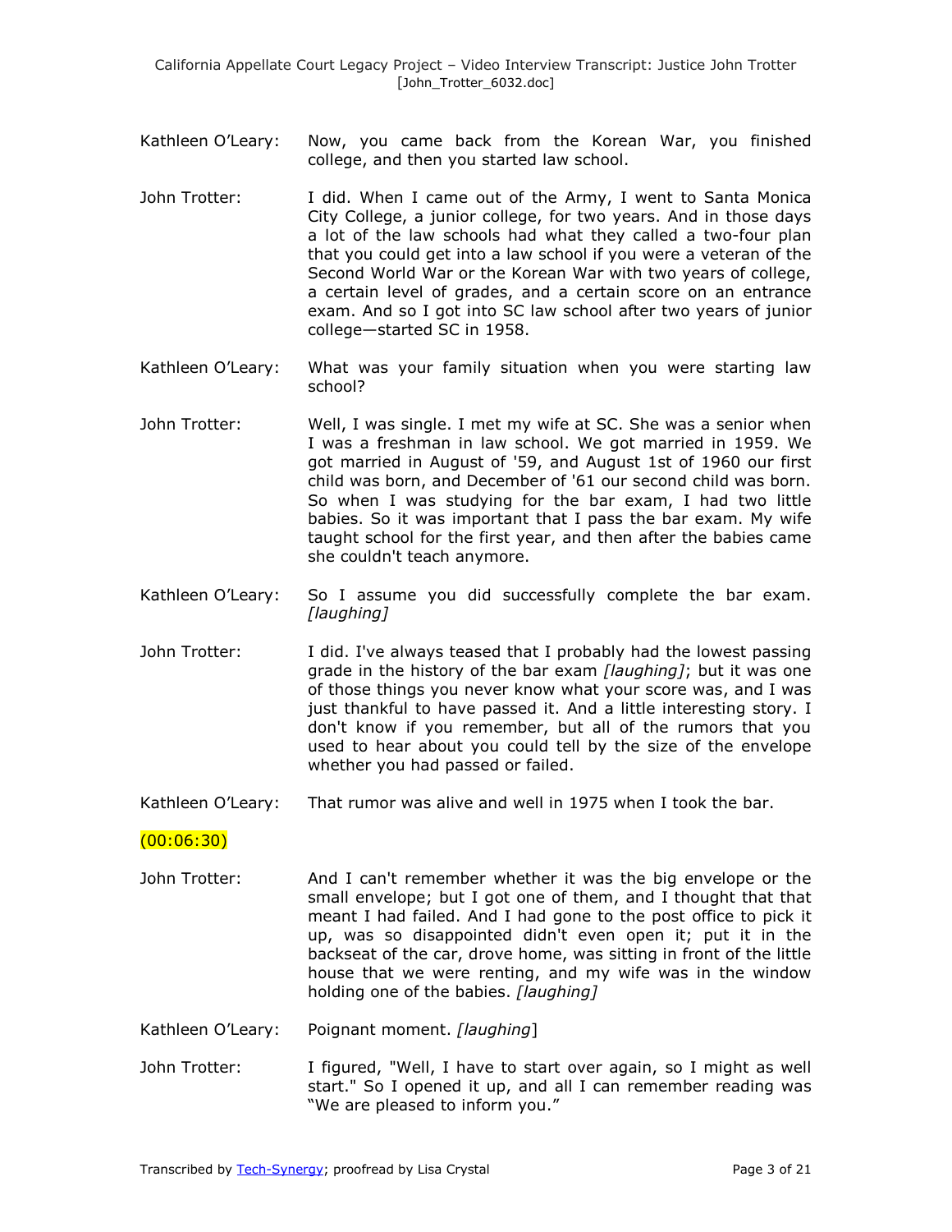Kathleen O'Leary: Now, you came back from the Korean War, you finished college, and then you started law school.

John Trotter: I did. When I came out of the Army, I went to Santa Monica City College, a junior college, for two years. And in those days a lot of the law schools had what they called a two-four plan that you could get into a law school if you were a veteran of the Second World War or the Korean War with two years of college, a certain level of grades, and a certain score on an entrance exam. And so I got into SC law school after two years of junior college—started SC in 1958.

Kathleen O'Leary: What was your family situation when you were starting law school?

John Trotter: Well, I was single. I met my wife at SC. She was a senior when I was a freshman in law school. We got married in 1959. We got married in August of '59, and August 1st of 1960 our first child was born, and December of '61 our second child was born. So when I was studying for the bar exam, I had two little babies. So it was important that I pass the bar exam. My wife taught school for the first year, and then after the babies came she couldn't teach anymore.

Kathleen O'Leary: So I assume you did successfully complete the bar exam. *[laughing]*

John Trotter: I did. I've always teased that I probably had the lowest passing grade in the history of the bar exam *[laughing]*; but it was one of those things you never know what your score was, and I was just thankful to have passed it. And a little interesting story. I don't know if you remember, but all of the rumors that you used to hear about you could tell by the size of the envelope whether you had passed or failed.

Kathleen O'Leary: That rumor was alive and well in 1975 when I took the bar.

(00:06:30)

John Trotter: And I can't remember whether it was the big envelope or the small envelope; but I got one of them, and I thought that that meant I had failed. And I had gone to the post office to pick it up, was so disappointed didn't even open it; put it in the backseat of the car, drove home, was sitting in front of the little house that we were renting, and my wife was in the window holding one of the babies. *[laughing]*

Kathleen O'Leary: Poignant moment. *[laughing]*

John Trotter: I figured, "Well, I have to start over again, so I might as well start." So I opened it up, and all I can remember reading was "We are pleased to inform you."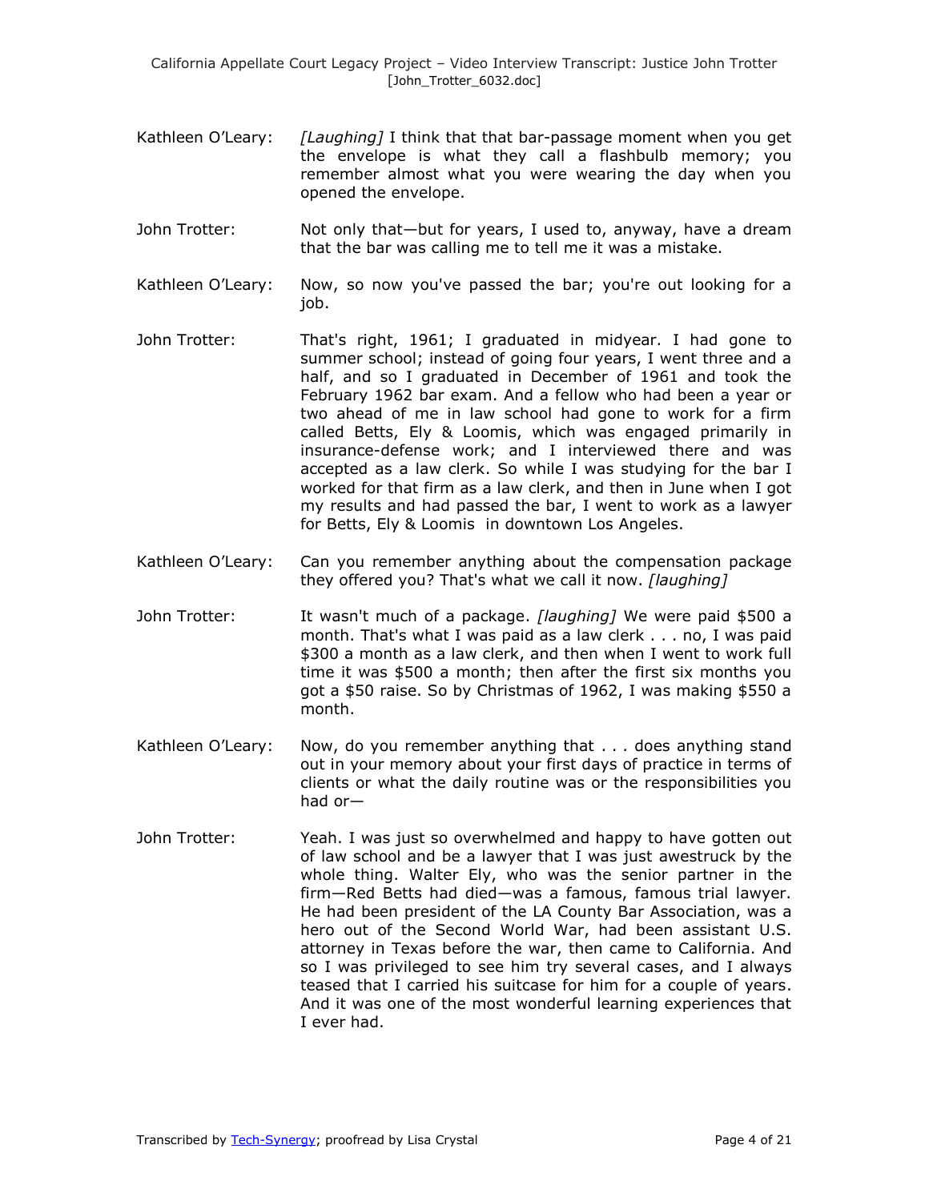Kathleen O'Leary: *[Laughing]* I think that that bar-passage moment when you get the envelope is what they call a flashbulb memory; you remember almost what you were wearing the day when you opened the envelope.

John Trotter: Not only that—but for years, I used to, anyway, have a dream that the bar was calling me to tell me it was a mistake.

Kathleen O'Leary: Now, so now you've passed the bar; you're out looking for a job.

John Trotter: That's right, 1961; I graduated in midyear. I had gone to summer school; instead of going four years, I went three and a half, and so I graduated in December of 1961 and took the February 1962 bar exam. And a fellow who had been a year or two ahead of me in law school had gone to work for a firm called Betts, Ely & Loomis, which was engaged primarily in insurance-defense work; and I interviewed there and was accepted as a law clerk. So while I was studying for the bar I worked for that firm as a law clerk, and then in June when I got my results and had passed the bar, I went to work as a lawyer for Betts, Ely & Loomis in downtown Los Angeles.

Kathleen O'Leary: Can you remember anything about the compensation package they offered you? That's what we call it now. *[laughing]*

John Trotter: It wasn't much of a package. *[laughing]* We were paid $500 a month. That's what I was paid as a law clerk . . . no, I was paid $300 a month as a law clerk, and then when I went to work full time it was $500 a month; then after the first six months you got a $50 raise. So by Christmas of 1962, I was making $550 a month.

Kathleen O'Leary: Now, do you remember anything that . . . does anything stand out in your memory about your first days of practice in terms of clients or what the daily routine was or the responsibilities you had or—

John Trotter: Yeah. I was just so overwhelmed and happy to have gotten out of law school and be a lawyer that I was just awestruck by the whole thing. Walter Ely, who was the senior partner in the firm—Red Betts had died—was a famous, famous trial lawyer. He had been president of the LA County Bar Association, was a hero out of the Second World War, had been assistant U.S. attorney in Texas before the war, then came to California. And so I was privileged to see him try several cases, and I always teased that I carried his suitcase for him for a couple of years. And it was one of the most wonderful learning experiences that I ever had.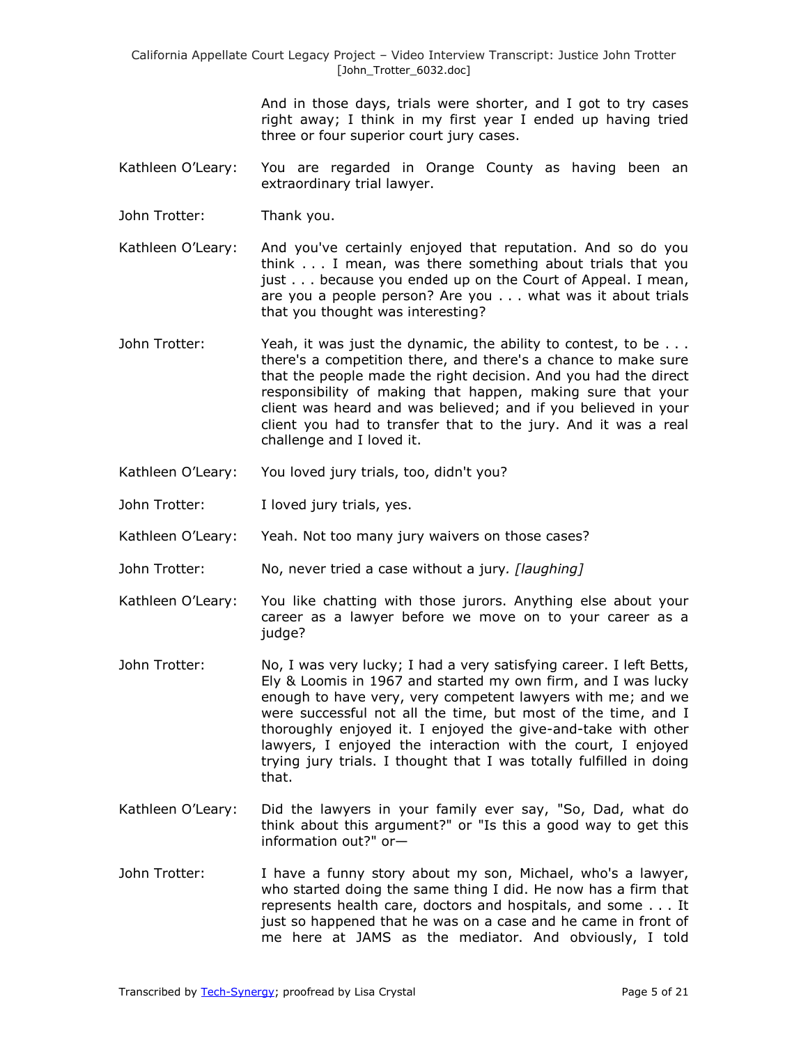And in those days, trials were shorter, and I got to try cases right away; I think in my first year I ended up having tried three or four superior court jury cases.

Kathleen O'Leary: You are regarded in Orange County as having been an extraordinary trial lawyer.

John Trotter: Thank you.

Kathleen O'Leary: And you've certainly enjoyed that reputation. And so do you think . . . I mean, was there something about trials that you just . . . because you ended up on the Court of Appeal. I mean, are you a people person? Are you . . . what was it about trials that you thought was interesting?

John Trotter: Yeah, it was just the dynamic, the ability to contest, to be . . . there's a competition there, and there's a chance to make sure that the people made the right decision. And you had the direct responsibility of making that happen, making sure that your client was heard and was believed; and if you believed in your client you had to transfer that to the jury. And it was a real challenge and I loved it.

Kathleen O'Leary: You loved jury trials, too, didn't you?

John Trotter: I loved jury trials, yes.

Kathleen O'Leary: Yeah. Not too many jury waivers on those cases?

John Trotter: No, never tried a case without a jury. *[laughing]*

Kathleen O'Leary: You like chatting with those jurors. Anything else about your career as a lawyer before we move on to your career as a judge?

John Trotter: No, I was very lucky; I had a very satisfying career. I left Betts, Ely & Loomis in 1967 and started my own firm, and I was lucky enough to have very, very competent lawyers with me; and we were successful not all the time, but most of the time, and I thoroughly enjoyed it. I enjoyed the give-and-take with other lawyers, I enjoyed the interaction with the court, I enjoyed trying jury trials. I thought that I was totally fulfilled in doing that.

Kathleen O'Leary: Did the lawyers in your family ever say, "So, Dad, what do think about this argument?" or "Is this a good way to get this information out?" or—

John Trotter: I have a funny story about my son, Michael, who's a lawyer, who started doing the same thing I did. He now has a firm that represents health care, doctors and hospitals, and some . . . It just so happened that he was on a case and he came in front of me here at JAMS as the mediator. And obviously, I told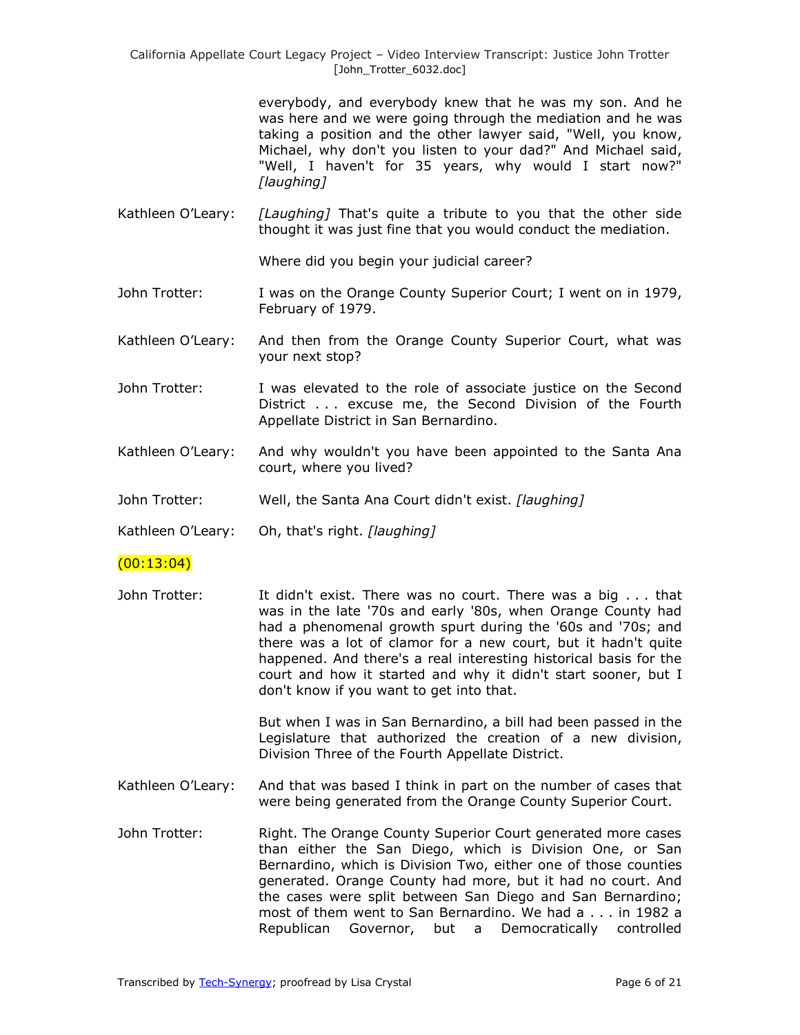everybody, and everybody knew that he was my son. And he was here and we were going through the mediation and he was taking a position and the other lawyer said, "Well, you know, Michael, why don't you listen to your dad?" And Michael said, "Well, I haven't for 35 years, why would I start now?" *[laughing]*

Kathleen O'Leary: *[Laughing]* That's quite a tribute to you that the other side thought it was just fine that you would conduct the mediation.

Where did you begin your judicial career?

John Trotter: I was on the Orange County Superior Court; I went on in 1979, February of 1979.

Kathleen O'Leary: And then from the Orange County Superior Court, what was your next stop?

John Trotter: I was elevated to the role of associate justice on the Second District . . . excuse me, the Second Division of the Fourth Appellate District in San Bernardino.

Kathleen O'Leary: And why wouldn't you have been appointed to the Santa Ana court, where you lived?

John Trotter: Well, the Santa Ana Court didn't exist. *[laughing]*

Kathleen O'Leary: Oh, that's right. *[laughing]*

(00:13:04)

John Trotter: It didn't exist. There was no court. There was a big . . . that was in the late '70s and early '80s, when Orange County had had a phenomenal growth spurt during the '60s and '70s; and there was a lot of clamor for a new court, but it hadn't quite happened. And there's a real interesting historical basis for the court and how it started and why it didn't start sooner, but I don't know if you want to get into that.

But when I was in San Bernardino, a bill had been passed in the Legislature that authorized the creation of a new division, Division Three of the Fourth Appellate District.

Kathleen O'Leary: And that was based I think in part on the number of cases that were being generated from the Orange County Superior Court.

John Trotter: Right. The Orange County Superior Court generated more cases than either the San Diego, which is Division One, or San Bernardino, which is Division Two, either one of those counties generated. Orange County had more, but it had no court. And the cases were split between San Diego and San Bernardino; most of them went to San Bernardino. We had a . . . in 1982 a Republican Governor, but a Democratically controlled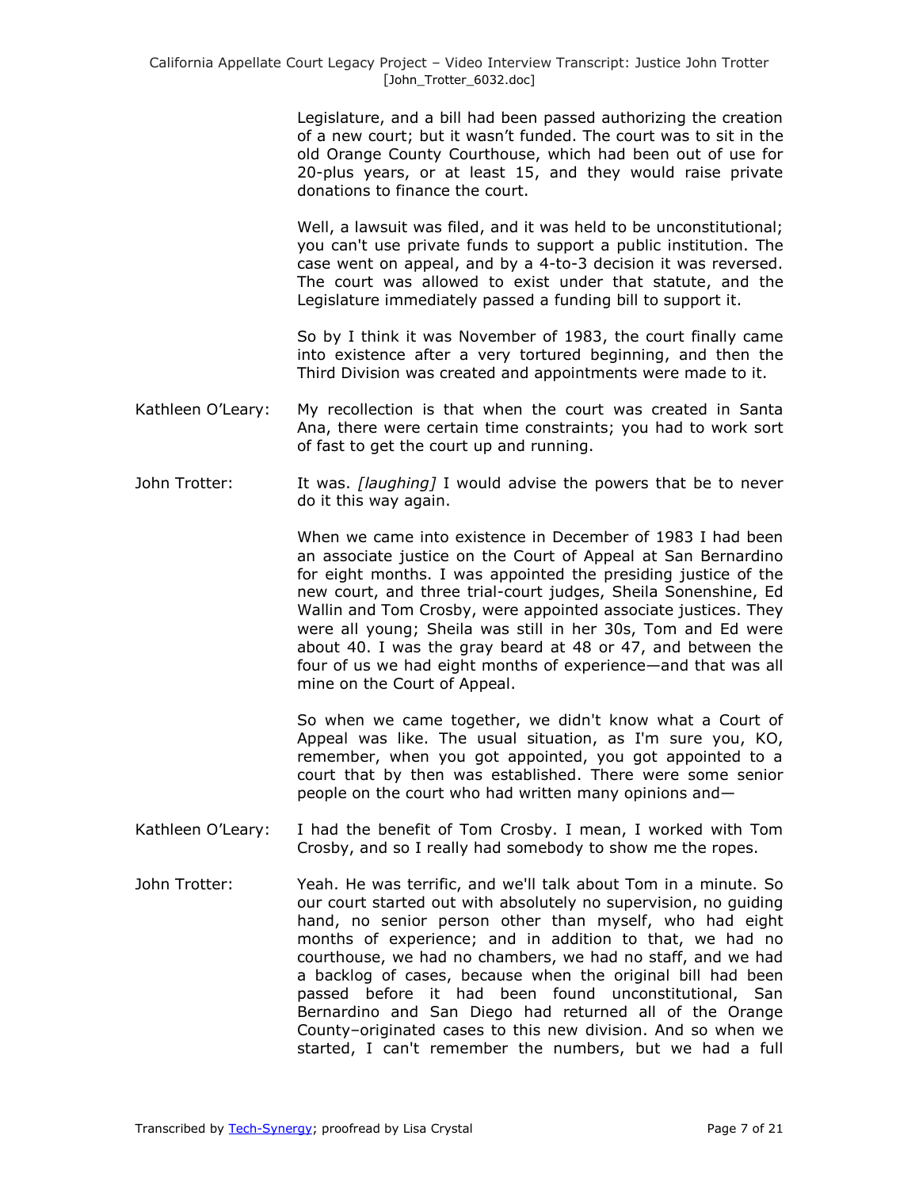Legislature, and a bill had been passed authorizing the creation of a new court; but it wasn't funded. The court was to sit in the old Orange County Courthouse, which had been out of use for 20-plus years, or at least 15, and they would raise private donations to finance the court.

Well, a lawsuit was filed, and it was held to be unconstitutional; you can't use private funds to support a public institution. The case went on appeal, and by a 4-to-3 decision it was reversed. The court was allowed to exist under that statute, and the Legislature immediately passed a funding bill to support it.

So by I think it was November of 1983, the court finally came into existence after a very tortured beginning, and then the Third Division was created and appointments were made to it.

**Kathleen O'Leary:** My recollection is that when the court was created in Santa Ana, there were certain time constraints; you had to work sort of fast to get the court up and running.

**John Trotter:** It was. *[laughing]* I would advise the powers that be to never do it this way again.

When we came into existence in December of 1983 I had been an associate justice on the Court of Appeal at San Bernardino for eight months. I was appointed the presiding justice of the new court, and three trial-court judges, Sheila Sonenshine, Ed Wallin and Tom Crosby, were appointed associate justices. They were all young; Sheila was still in her 30s, Tom and Ed were about 40. I was the gray beard at 48 or 47, and between the four of us we had eight months of experience—and that was all mine on the Court of Appeal.

So when we came together, we didn't know what a Court of Appeal was like. The usual situation, as I'm sure you, KO, remember, when you got appointed, you got appointed to a court that by then was established. There were some senior people on the court who had written many opinions and—

**Kathleen O'Leary:** I had the benefit of Tom Crosby. I mean, I worked with Tom Crosby, and so I really had somebody to show me the ropes.

**John Trotter:** Yeah. He was terrific, and we'll talk about Tom in a minute. So our court started out with absolutely no supervision, no guiding hand, no senior person other than myself, who had eight months of experience; and in addition to that, we had no courthouse, we had no chambers, we had no staff, and we had a backlog of cases, because when the original bill had been passed before it had been found unconstitutional, San Bernardino and San Diego had returned all of the Orange County–originated cases to this new division. And so when we started, I can't remember the numbers, but we had a full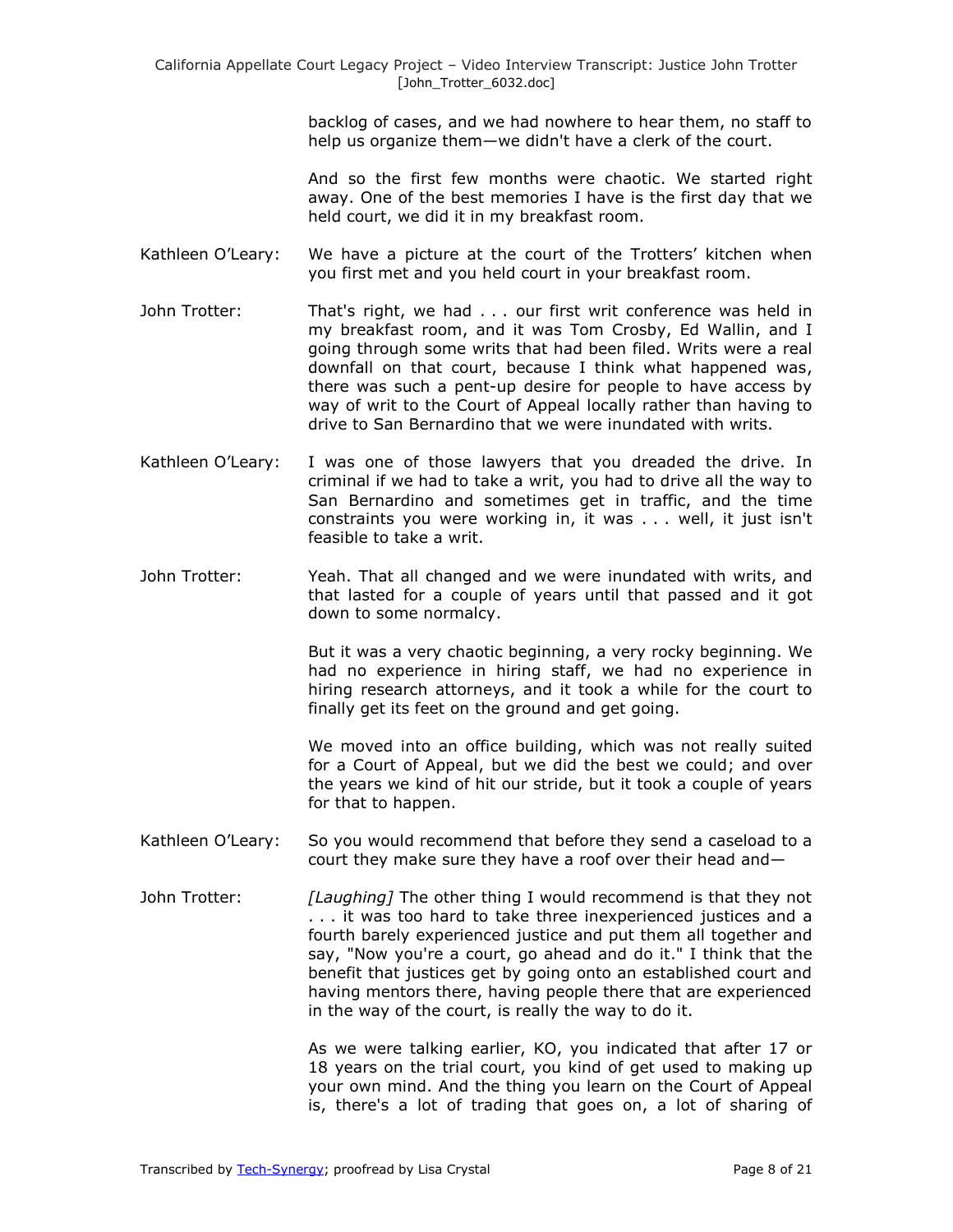backlog of cases, and we had nowhere to hear them, no staff to help us organize them—we didn't have a clerk of the court.

And so the first few months were chaotic. We started right away. One of the best memories I have is the first day that we held court, we did it in my breakfast room.

Kathleen O'Leary: We have a picture at the court of the Trotters' kitchen when you first met and you held court in your breakfast room.

John Trotter: That's right, we had . . . our first writ conference was held in my breakfast room, and it was Tom Crosby, Ed Wallin, and I going through some writs that had been filed. Writs were a real downfall on that court, because I think what happened was, there was such a pent-up desire for people to have access by way of writ to the Court of Appeal locally rather than having to drive to San Bernardino that we were inundated with writs.

Kathleen O'Leary: I was one of those lawyers that you dreaded the drive. In criminal if we had to take a writ, you had to drive all the way to San Bernardino and sometimes get in traffic, and the time constraints you were working in, it was . . . well, it just isn't feasible to take a writ.

John Trotter: Yeah. That all changed and we were inundated with writs, and that lasted for a couple of years until that passed and it got down to some normalcy.

But it was a very chaotic beginning, a very rocky beginning. We had no experience in hiring staff, we had no experience in hiring research attorneys, and it took a while for the court to finally get its feet on the ground and get going.

We moved into an office building, which was not really suited for a Court of Appeal, but we did the best we could; and over the years we kind of hit our stride, but it took a couple of years for that to happen.

Kathleen O'Leary: So you would recommend that before they send a caseload to a court they make sure they have a roof over their head and—

John Trotter: *[Laughing]* The other thing I would recommend is that they not . . . it was too hard to take three inexperienced justices and a fourth barely experienced justice and put them all together and say, "Now you're a court, go ahead and do it." I think that the benefit that justices get by going onto an established court and having mentors there, having people there that are experienced in the way of the court, is really the way to do it.

As we were talking earlier, KO, you indicated that after 17 or 18 years on the trial court, you kind of get used to making up your own mind. And the thing you learn on the Court of Appeal is, there's a lot of trading that goes on, a lot of sharing of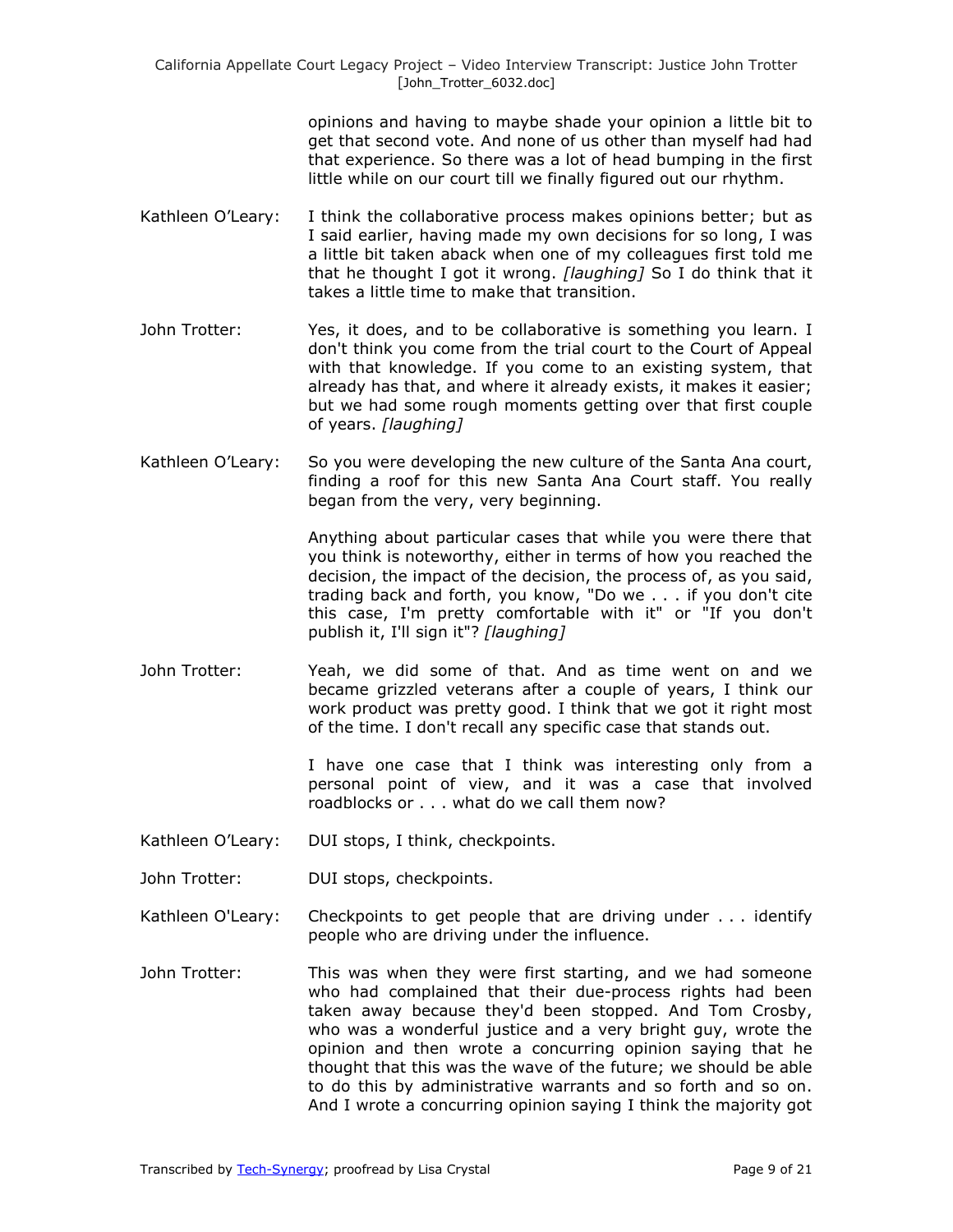opinions and having to maybe shade your opinion a little bit to get that second vote. And none of us other than myself had had that experience. So there was a lot of head bumping in the first little while on our court till we finally figured out our rhythm.

Kathleen O'Leary: I think the collaborative process makes opinions better; but as I said earlier, having made my own decisions for so long, I was a little bit taken aback when one of my colleagues first told me that he thought I got it wrong. *[laughing]* So I do think that it takes a little time to make that transition.

John Trotter: Yes, it does, and to be collaborative is something you learn. I don't think you come from the trial court to the Court of Appeal with that knowledge. If you come to an existing system, that already has that, and where it already exists, it makes it easier; but we had some rough moments getting over that first couple of years. *[laughing]*

Kathleen O'Leary: So you were developing the new culture of the Santa Ana court, finding a roof for this new Santa Ana Court staff. You really began from the very, very beginning.

Anything about particular cases that while you were there that you think is noteworthy, either in terms of how you reached the decision, the impact of the decision, the process of, as you said, trading back and forth, you know, "Do we . . . if you don't cite this case, I'm pretty comfortable with it" or "If you don't publish it, I'll sign it"? *[laughing]*

John Trotter: Yeah, we did some of that. And as time went on and we became grizzled veterans after a couple of years, I think our work product was pretty good. I think that we got it right most of the time. I don't recall any specific case that stands out.

I have one case that I think was interesting only from a personal point of view, and it was a case that involved roadblocks or . . . what do we call them now?

Kathleen O'Leary: DUI stops, I think, checkpoints.

John Trotter: DUI stops, checkpoints.

Kathleen O'Leary: Checkpoints to get people that are driving under . . . identify people who are driving under the influence.

John Trotter: This was when they were first starting, and we had someone who had complained that their due-process rights had been taken away because they'd been stopped. And Tom Crosby, who was a wonderful justice and a very bright guy, wrote the opinion and then wrote a concurring opinion saying that he thought that this was the wave of the future; we should be able to do this by administrative warrants and so forth and so on. And I wrote a concurring opinion saying I think the majority got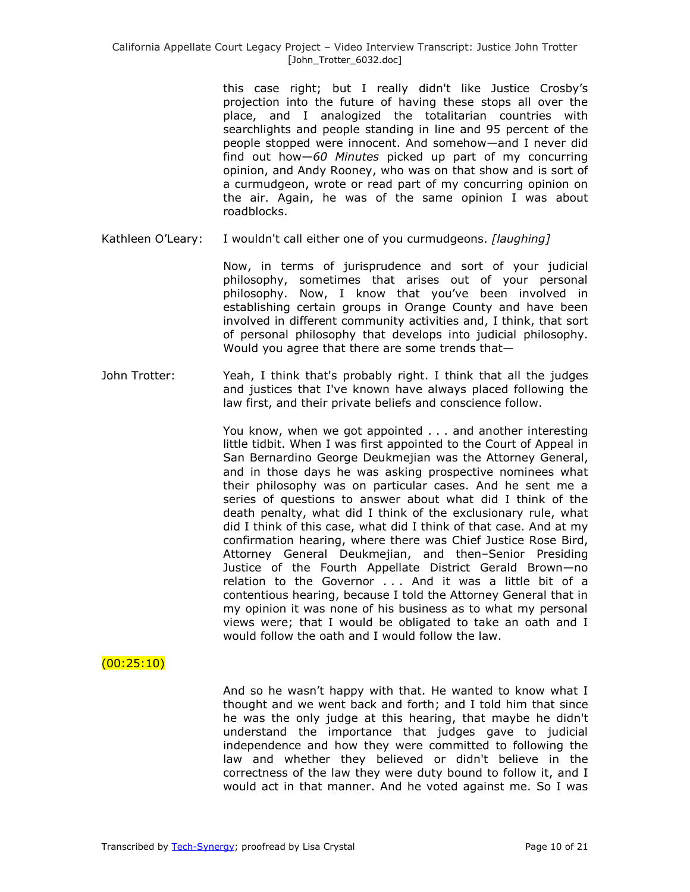this case right; but I really didn't like Justice Crosby's projection into the future of having these stops all over the place, and I analogized the totalitarian countries with searchlights and people standing in line and 95 percent of the people stopped were innocent. And somehow—and I never did find out how—*60 Minutes* picked up part of my concurring opinion, and Andy Rooney, who was on that show and is sort of a curmudgeon, wrote or read part of my concurring opinion on the air. Again, he was of the same opinion I was about roadblocks.

Kathleen O'Leary: I wouldn't call either one of you curmudgeons. *[laughing]*

Now, in terms of jurisprudence and sort of your judicial philosophy, sometimes that arises out of your personal philosophy. Now, I know that you've been involved in establishing certain groups in Orange County and have been involved in different community activities and, I think, that sort of personal philosophy that develops into judicial philosophy. Would you agree that there are some trends that—

John Trotter: Yeah, I think that's probably right. I think that all the judges and justices that I've known have always placed following the law first, and their private beliefs and conscience follow.

You know, when we got appointed . . . and another interesting little tidbit. When I was first appointed to the Court of Appeal in San Bernardino George Deukmejian was the Attorney General, and in those days he was asking prospective nominees what their philosophy was on particular cases. And he sent me a series of questions to answer about what did I think of the death penalty, what did I think of the exclusionary rule, what did I think of this case, what did I think of that case. And at my confirmation hearing, where there was Chief Justice Rose Bird, Attorney General Deukmejian, and then–Senior Presiding Justice of the Fourth Appellate District Gerald Brown—no relation to the Governor . . . And it was a little bit of a contentious hearing, because I told the Attorney General that in my opinion it was none of his business as to what my personal views were; that I would be obligated to take an oath and I would follow the oath and I would follow the law.

(00:25:10)

And so he wasn't happy with that. He wanted to know what I thought and we went back and forth; and I told him that since he was the only judge at this hearing, that maybe he didn't understand the importance that judges gave to judicial independence and how they were committed to following the law and whether they believed or didn't believe in the correctness of the law they were duty bound to follow it, and I would act in that manner. And he voted against me. So I was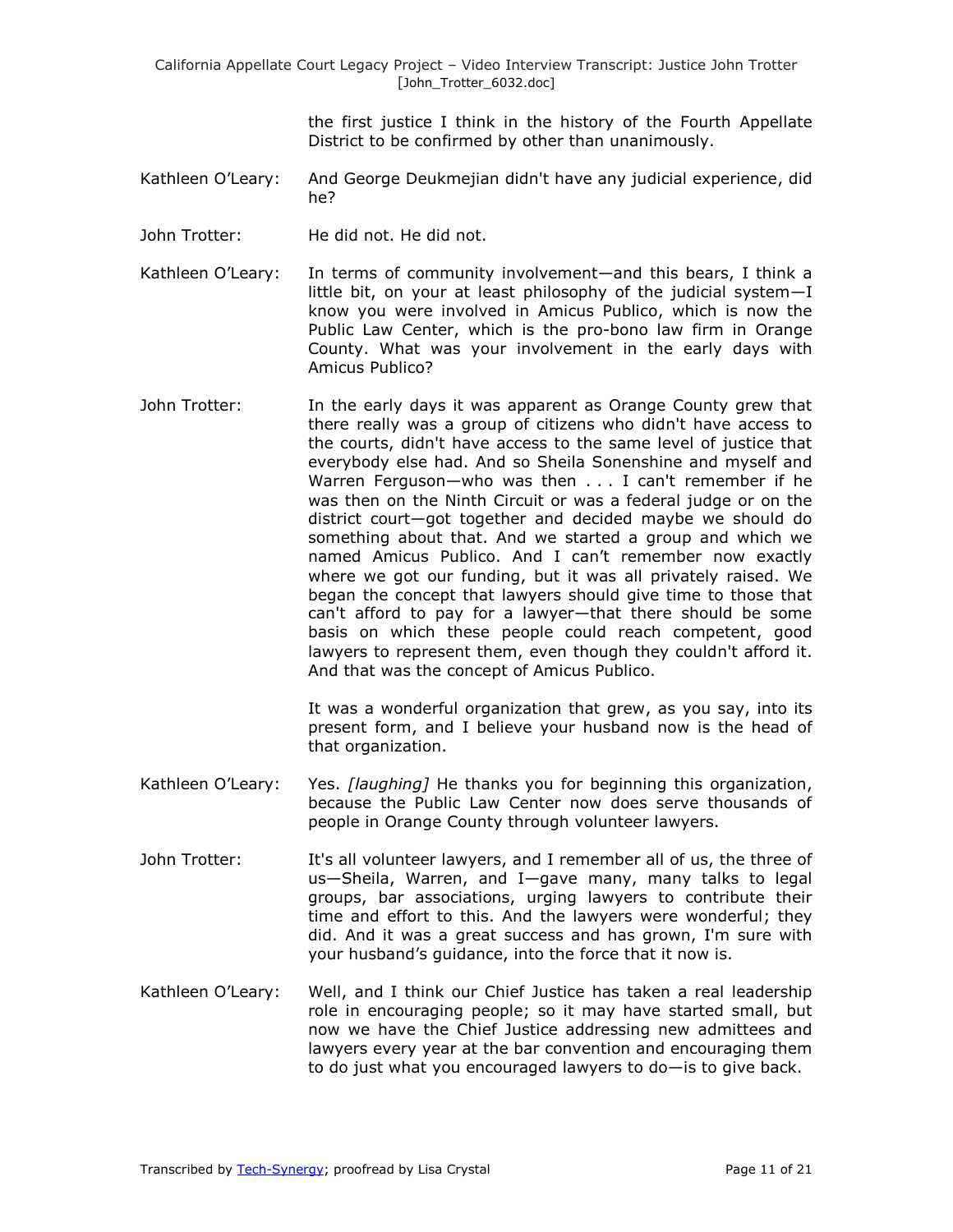the first justice I think in the history of the Fourth Appellate District to be confirmed by other than unanimously.

Kathleen O'Leary: And George Deukmejian didn't have any judicial experience, did he?

John Trotter: He did not. He did not.

Kathleen O'Leary: In terms of community involvement—and this bears, I think a little bit, on your at least philosophy of the judicial system—I know you were involved in Amicus Publico, which is now the Public Law Center, which is the pro-bono law firm in Orange County. What was your involvement in the early days with Amicus Publico?

John Trotter: In the early days it was apparent as Orange County grew that there really was a group of citizens who didn't have access to the courts, didn't have access to the same level of justice that everybody else had. And so Sheila Sonenshine and myself and Warren Ferguson—who was then . . . I can't remember if he was then on the Ninth Circuit or was a federal judge or on the district court—got together and decided maybe we should do something about that. And we started a group and which we named Amicus Publico. And I can't remember now exactly where we got our funding, but it was all privately raised. We began the concept that lawyers should give time to those that can't afford to pay for a lawyer—that there should be some basis on which these people could reach competent, good lawyers to represent them, even though they couldn't afford it. And that was the concept of Amicus Publico.

It was a wonderful organization that grew, as you say, into its present form, and I believe your husband now is the head of that organization.

Kathleen O'Leary: Yes. *[laughing]* He thanks you for beginning this organization, because the Public Law Center now does serve thousands of people in Orange County through volunteer lawyers.

John Trotter: It's all volunteer lawyers, and I remember all of us, the three of us—Sheila, Warren, and I—gave many, many talks to legal groups, bar associations, urging lawyers to contribute their time and effort to this. And the lawyers were wonderful; they did. And it was a great success and has grown, I'm sure with your husband's guidance, into the force that it now is.

Kathleen O'Leary: Well, and I think our Chief Justice has taken a real leadership role in encouraging people; so it may have started small, but now we have the Chief Justice addressing new admittees and lawyers every year at the bar convention and encouraging them to do just what you encouraged lawyers to do—is to give back.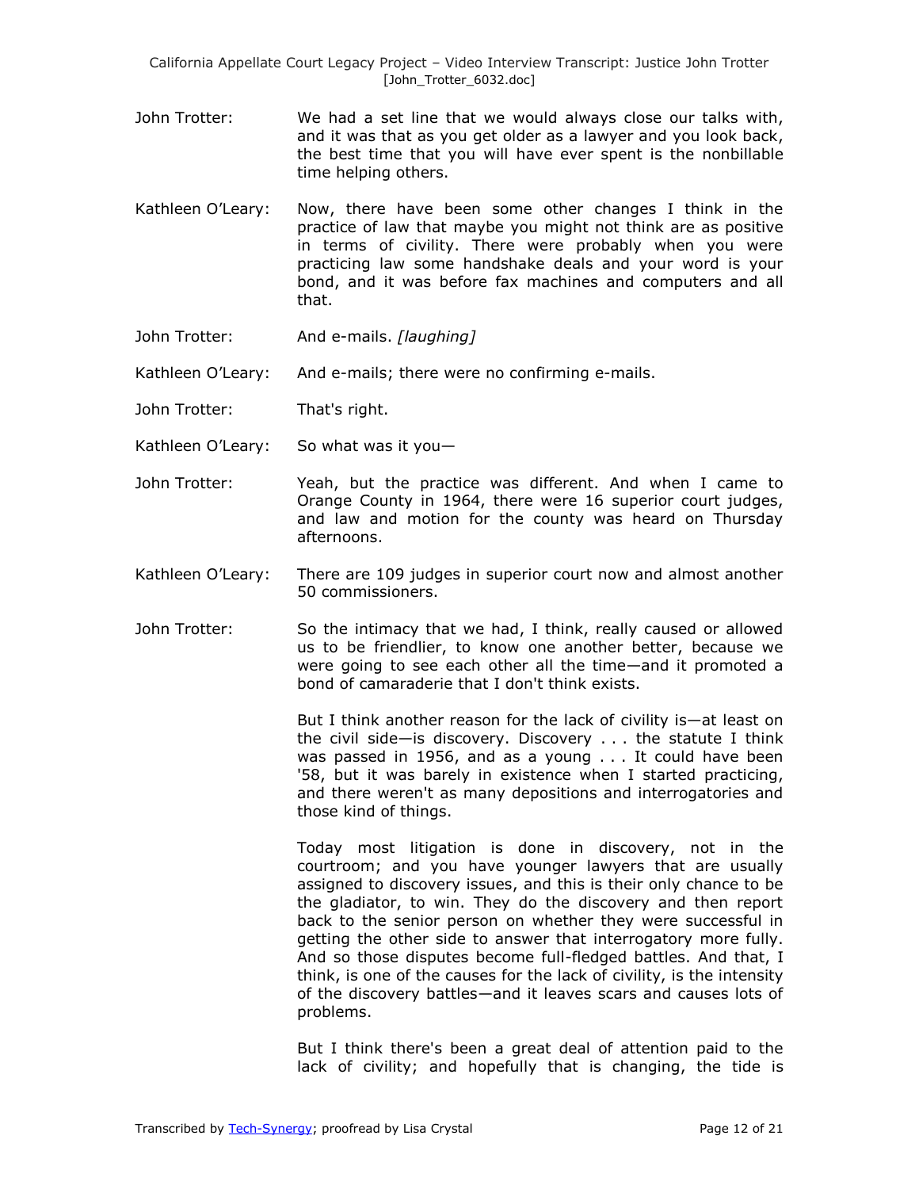John Trotter: We had a set line that we would always close our talks with, and it was that as you get older as a lawyer and you look back, the best time that you will have ever spent is the nonbillable time helping others.

Kathleen O'Leary: Now, there have been some other changes I think in the practice of law that maybe you might not think are as positive in terms of civility. There were probably when you were practicing law some handshake deals and your word is your bond, and it was before fax machines and computers and all that.

John Trotter: And e-mails. *[laughing]*

Kathleen O'Leary: And e-mails; there were no confirming e-mails.

John Trotter: That's right.

Kathleen O'Leary: So what was it you—

John Trotter: Yeah, but the practice was different. And when I came to Orange County in 1964, there were 16 superior court judges, and law and motion for the county was heard on Thursday afternoons.

Kathleen O'Leary: There are 109 judges in superior court now and almost another 50 commissioners.

John Trotter: So the intimacy that we had, I think, really caused or allowed us to be friendlier, to know one another better, because we were going to see each other all the time—and it promoted a bond of camaraderie that I don't think exists.

But I think another reason for the lack of civility is—at least on the civil side—is discovery. Discovery . . . the statute I think was passed in 1956, and as a young . . . It could have been '58, but it was barely in existence when I started practicing, and there weren't as many depositions and interrogatories and those kind of things.

Today most litigation is done in discovery, not in the courtroom; and you have younger lawyers that are usually assigned to discovery issues, and this is their only chance to be the gladiator, to win. They do the discovery and then report back to the senior person on whether they were successful in getting the other side to answer that interrogatory more fully. And so those disputes become full-fledged battles. And that, I think, is one of the causes for the lack of civility, is the intensity of the discovery battles—and it leaves scars and causes lots of problems.

But I think there's been a great deal of attention paid to the lack of civility; and hopefully that is changing, the tide is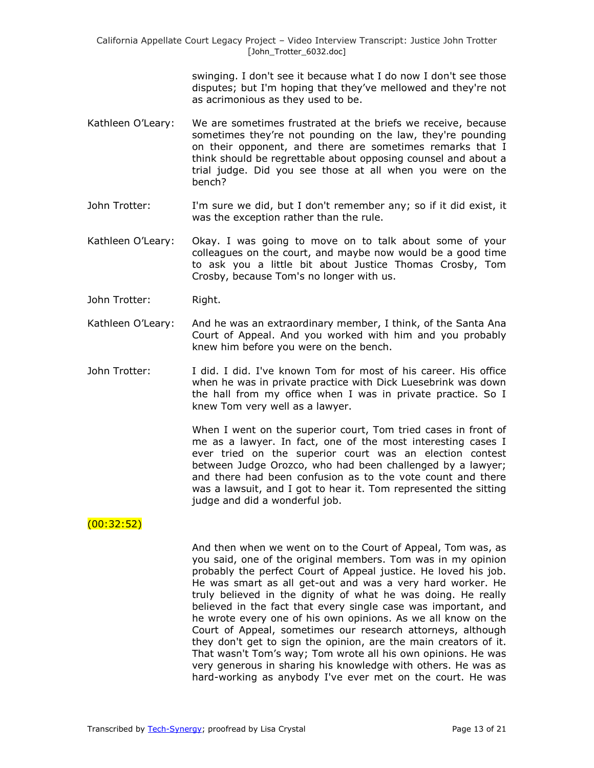swinging. I don't see it because what I do now I don't see those disputes; but I'm hoping that they've mellowed and they're not as acrimonious as they used to be.

Kathleen O'Leary: We are sometimes frustrated at the briefs we receive, because sometimes they're not pounding on the law, they're pounding on their opponent, and there are sometimes remarks that I think should be regrettable about opposing counsel and about a trial judge. Did you see those at all when you were on the bench?

John Trotter: I'm sure we did, but I don't remember any; so if it did exist, it was the exception rather than the rule.

Kathleen O'Leary: Okay. I was going to move on to talk about some of your colleagues on the court, and maybe now would be a good time to ask you a little bit about Justice Thomas Crosby, Tom Crosby, because Tom's no longer with us.

John Trotter: Right.

Kathleen O'Leary: And he was an extraordinary member, I think, of the Santa Ana Court of Appeal. And you worked with him and you probably knew him before you were on the bench.

John Trotter: I did. I did. I've known Tom for most of his career. His office when he was in private practice with Dick Luesebrink was down the hall from my office when I was in private practice. So I knew Tom very well as a lawyer.

When I went on the superior court, Tom tried cases in front of me as a lawyer. In fact, one of the most interesting cases I ever tried on the superior court was an election contest between Judge Orozco, who had been challenged by a lawyer; and there had been confusion as to the vote count and there was a lawsuit, and I got to hear it. Tom represented the sitting judge and did a wonderful job.

(00:32:52)

And then when we went on to the Court of Appeal, Tom was, as you said, one of the original members. Tom was in my opinion probably the perfect Court of Appeal justice. He loved his job. He was smart as all get-out and was a very hard worker. He truly believed in the dignity of what he was doing. He really believed in the fact that every single case was important, and he wrote every one of his own opinions. As we all know on the Court of Appeal, sometimes our research attorneys, although they don't get to sign the opinion, are the main creators of it. That wasn't Tom's way; Tom wrote all his own opinions. He was very generous in sharing his knowledge with others. He was as hard-working as anybody I've ever met on the court. He was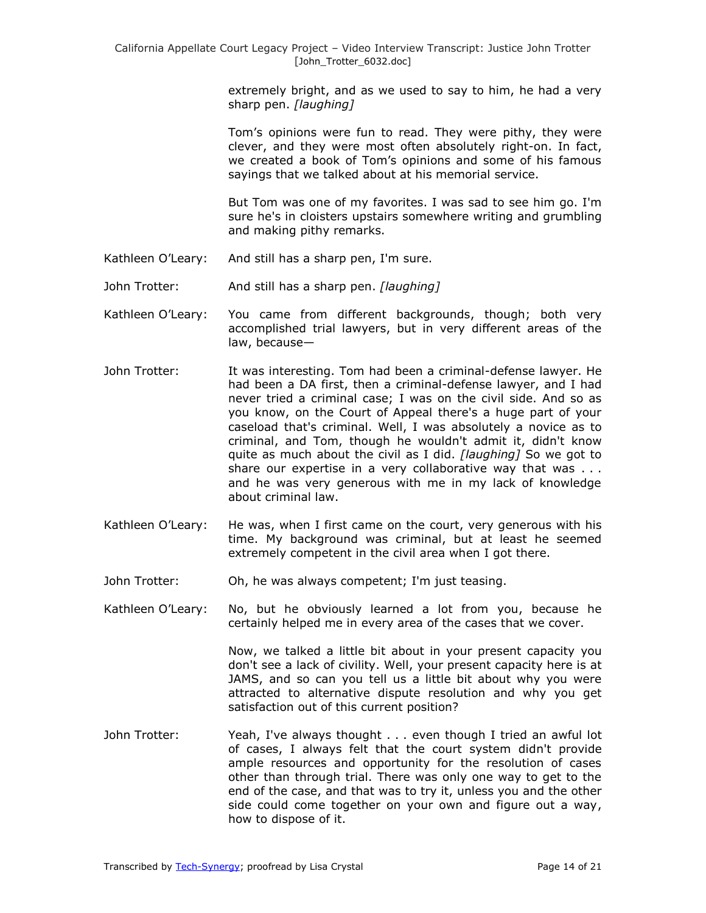extremely bright, and as we used to say to him, he had a very sharp pen. *[laughing]*

Tom's opinions were fun to read. They were pithy, they were clever, and they were most often absolutely right-on. In fact, we created a book of Tom's opinions and some of his famous sayings that we talked about at his memorial service.

But Tom was one of my favorites. I was sad to see him go. I'm sure he's in cloisters upstairs somewhere writing and grumbling and making pithy remarks.

Kathleen O'Leary: And still has a sharp pen, I'm sure.

John Trotter: And still has a sharp pen. *[laughing]*

Kathleen O'Leary: You came from different backgrounds, though; both very accomplished trial lawyers, but in very different areas of the law, because—

John Trotter: It was interesting. Tom had been a criminal-defense lawyer. He had been a DA first, then a criminal-defense lawyer, and I had never tried a criminal case; I was on the civil side. And so as you know, on the Court of Appeal there's a huge part of your caseload that's criminal. Well, I was absolutely a novice as to criminal, and Tom, though he wouldn't admit it, didn't know quite as much about the civil as I did. *[laughing]* So we got to share our expertise in a very collaborative way that was . . . and he was very generous with me in my lack of knowledge about criminal law.

Kathleen O'Leary: He was, when I first came on the court, very generous with his time. My background was criminal, but at least he seemed extremely competent in the civil area when I got there.

John Trotter: Oh, he was always competent; I'm just teasing.

Kathleen O'Leary: No, but he obviously learned a lot from you, because he certainly helped me in every area of the cases that we cover.

Now, we talked a little bit about in your present capacity you don't see a lack of civility. Well, your present capacity here is at JAMS, and so can you tell us a little bit about why you were attracted to alternative dispute resolution and why you get satisfaction out of this current position?

John Trotter: Yeah, I've always thought . . . even though I tried an awful lot of cases, I always felt that the court system didn't provide ample resources and opportunity for the resolution of cases other than through trial. There was only one way to get to the end of the case, and that was to try it, unless you and the other side could come together on your own and figure out a way, how to dispose of it.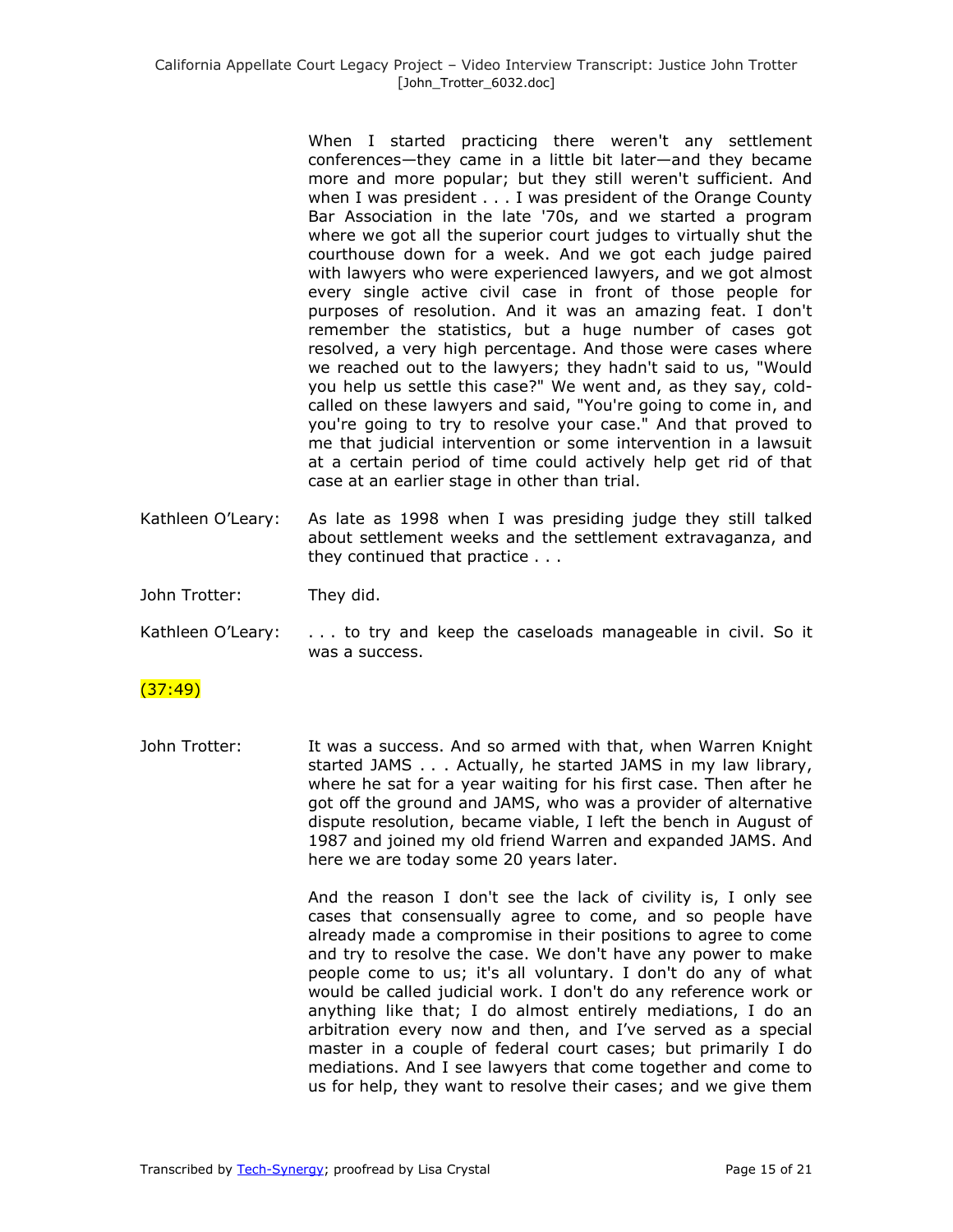When I started practicing there weren't any settlement conferences—they came in a little bit later—and they became more and more popular; but they still weren't sufficient. And when I was president . . . I was president of the Orange County Bar Association in the late '70s, and we started a program where we got all the superior court judges to virtually shut the courthouse down for a week. And we got each judge paired with lawyers who were experienced lawyers, and we got almost every single active civil case in front of those people for purposes of resolution. And it was an amazing feat. I don't remember the statistics, but a huge number of cases got resolved, a very high percentage. And those were cases where we reached out to the lawyers; they hadn't said to us, "Would you help us settle this case?" We went and, as they say, cold-called on these lawyers and said, "You're going to come in, and you're going to try to resolve your case." And that proved to me that judicial intervention or some intervention in a lawsuit at a certain period of time could actively help get rid of that case at an earlier stage in other than trial.

Kathleen O'Leary: As late as 1998 when I was presiding judge they still talked about settlement weeks and the settlement extravaganza, and they continued that practice . . .

John Trotter: They did.

Kathleen O'Leary: . . . to try and keep the caseloads manageable in civil. So it was a success.

(37:49)

John Trotter: It was a success. And so armed with that, when Warren Knight started JAMS . . . Actually, he started JAMS in my law library, where he sat for a year waiting for his first case. Then after he got off the ground and JAMS, who was a provider of alternative dispute resolution, became viable, I left the bench in August of 1987 and joined my old friend Warren and expanded JAMS. And here we are today some 20 years later.

And the reason I don't see the lack of civility is, I only see cases that consensually agree to come, and so people have already made a compromise in their positions to agree to come and try to resolve the case. We don't have any power to make people come to us; it's all voluntary. I don't do any of what would be called judicial work. I don't do any reference work or anything like that; I do almost entirely mediations, I do an arbitration every now and then, and I've served as a special master in a couple of federal court cases; but primarily I do mediations. And I see lawyers that come together and come to us for help, they want to resolve their cases; and we give them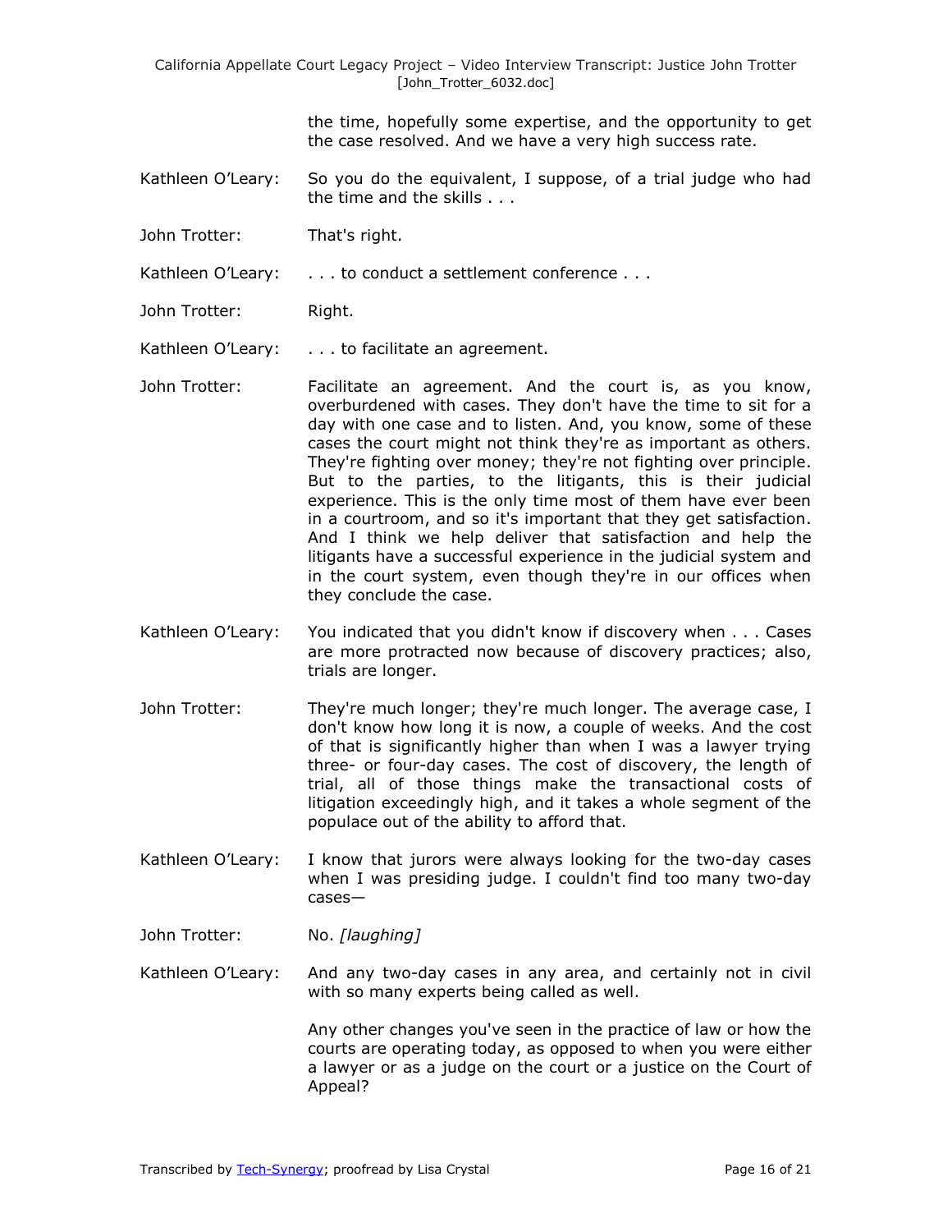the time, hopefully some expertise, and the opportunity to get the case resolved. And we have a very high success rate.

Kathleen O'Leary: So you do the equivalent, I suppose, of a trial judge who had the time and the skills . . .

John Trotter: That's right.

Kathleen O'Leary: . . . to conduct a settlement conference . . .

John Trotter: Right.

Kathleen O'Leary: . . . to facilitate an agreement.

John Trotter: Facilitate an agreement. And the court is, as you know, overburdened with cases. They don't have the time to sit for a day with one case and to listen. And, you know, some of these cases the court might not think they're as important as others. They're fighting over money; they're not fighting over principle. But to the parties, to the litigants, this is their judicial experience. This is the only time most of them have ever been in a courtroom, and so it's important that they get satisfaction. And I think we help deliver that satisfaction and help the litigants have a successful experience in the judicial system and in the court system, even though they're in our offices when they conclude the case.

Kathleen O'Leary: You indicated that you didn't know if discovery when . . . Cases are more protracted now because of discovery practices; also, trials are longer.

John Trotter: They're much longer; they're much longer. The average case, I don't know how long it is now, a couple of weeks. And the cost of that is significantly higher than when I was a lawyer trying three- or four-day cases. The cost of discovery, the length of trial, all of those things make the transactional costs of litigation exceedingly high, and it takes a whole segment of the populace out of the ability to afford that.

Kathleen O'Leary: I know that jurors were always looking for the two-day cases when I was presiding judge. I couldn't find too many two-day cases—

John Trotter: No. *[laughing]*

Kathleen O'Leary: And any two-day cases in any area, and certainly not in civil with so many experts being called as well.

Any other changes you've seen in the practice of law or how the courts are operating today, as opposed to when you were either a lawyer or as a judge on the court or a justice on the Court of Appeal?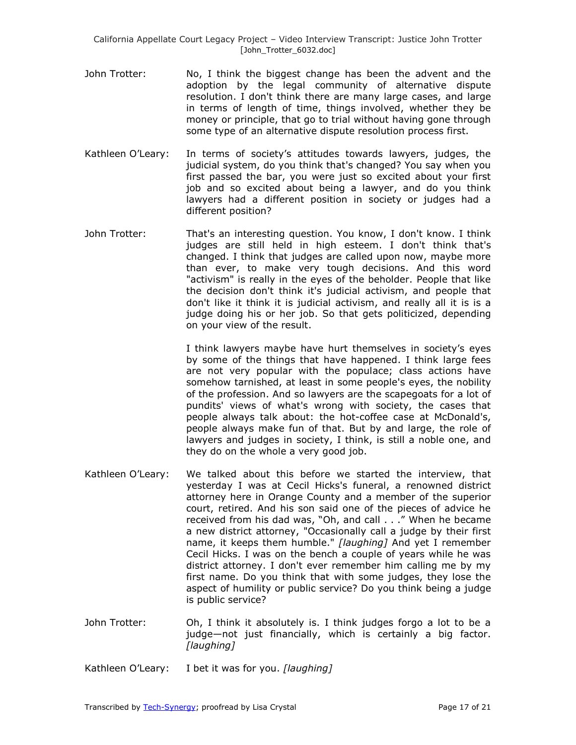John Trotter: No, I think the biggest change has been the advent and the adoption by the legal community of alternative dispute resolution. I don't think there are many large cases, and large in terms of length of time, things involved, whether they be money or principle, that go to trial without having gone through some type of an alternative dispute resolution process first.

Kathleen O'Leary: In terms of society's attitudes towards lawyers, judges, the judicial system, do you think that's changed? You say when you first passed the bar, you were just so excited about your first job and so excited about being a lawyer, and do you think lawyers had a different position in society or judges had a different position?

John Trotter: That's an interesting question. You know, I don't know. I think judges are still held in high esteem. I don't think that's changed. I think that judges are called upon now, maybe more than ever, to make very tough decisions. And this word "activism" is really in the eyes of the beholder. People that like the decision don't think it's judicial activism, and people that don't like it think it is judicial activism, and really all it is is a judge doing his or her job. So that gets politicized, depending on your view of the result.

I think lawyers maybe have hurt themselves in society's eyes by some of the things that have happened. I think large fees are not very popular with the populace; class actions have somehow tarnished, at least in some people's eyes, the nobility of the profession. And so lawyers are the scapegoats for a lot of pundits' views of what's wrong with society, the cases that people always talk about: the hot-coffee case at McDonald's, people always make fun of that. But by and large, the role of lawyers and judges in society, I think, is still a noble one, and they do on the whole a very good job.

Kathleen O'Leary: We talked about this before we started the interview, that yesterday I was at Cecil Hicks's funeral, a renowned district attorney here in Orange County and a member of the superior court, retired. And his son said one of the pieces of advice he received from his dad was, "Oh, and call . . ." When he became a new district attorney, "Occasionally call a judge by their first name, it keeps them humble." *[laughing]* And yet I remember Cecil Hicks. I was on the bench a couple of years while he was district attorney. I don't ever remember him calling me by my first name. Do you think that with some judges, they lose the aspect of humility or public service? Do you think being a judge is public service?

John Trotter: Oh, I think it absolutely is. I think judges forgo a lot to be a judge—not just financially, which is certainly a big factor. *[laughing]*

Kathleen O'Leary: I bet it was for you. *[laughing]*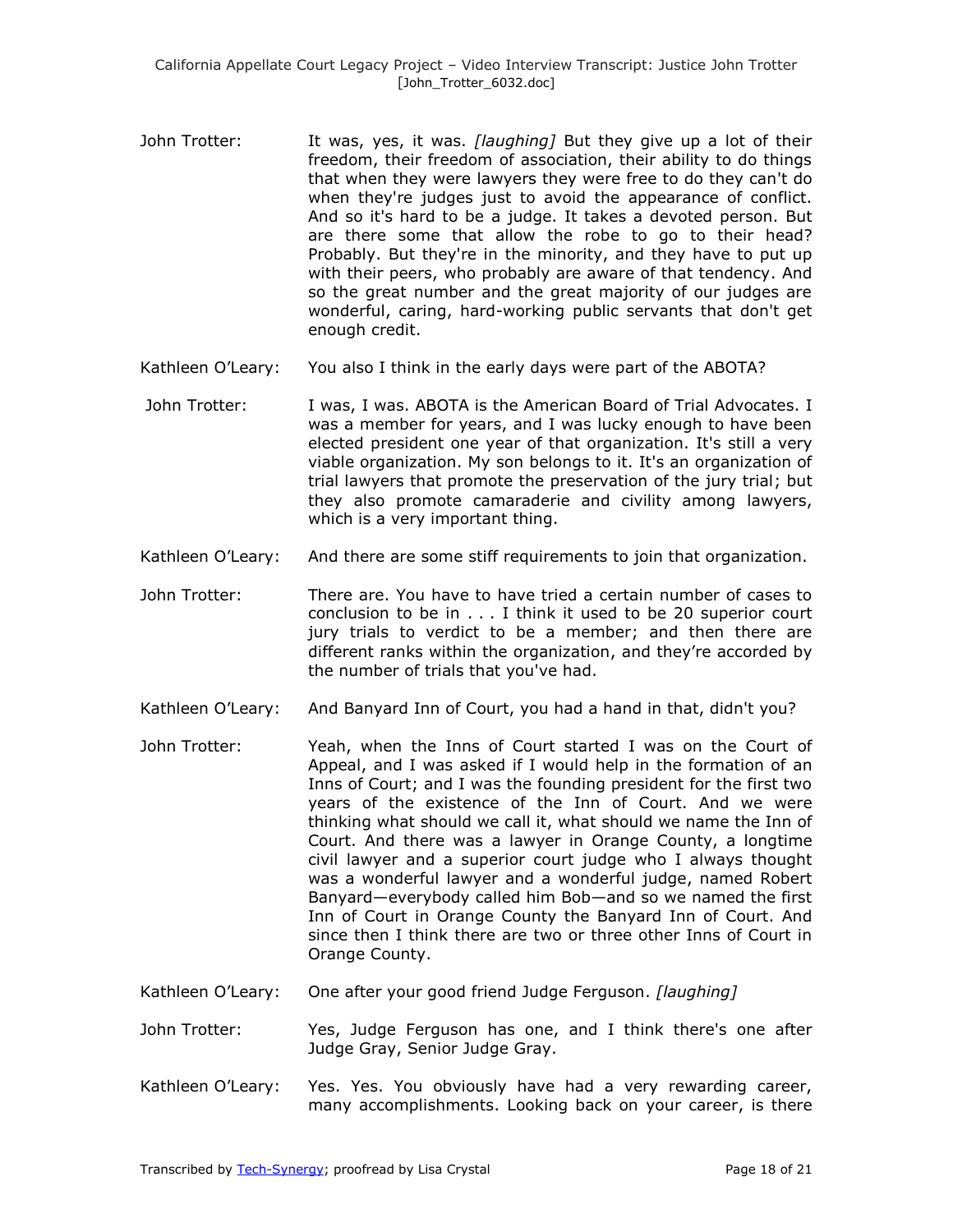John Trotter: It was, yes, it was. *[laughing]* But they give up a lot of their freedom, their freedom of association, their ability to do things that when they were lawyers they were free to do they can't do when they're judges just to avoid the appearance of conflict. And so it's hard to be a judge. It takes a devoted person. But are there some that allow the robe to go to their head? Probably. But they're in the minority, and they have to put up with their peers, who probably are aware of that tendency. And so the great number and the great majority of our judges are wonderful, caring, hard-working public servants that don't get enough credit.

Kathleen O'Leary: You also I think in the early days were part of the ABOTA?

John Trotter: I was, I was. ABOTA is the American Board of Trial Advocates. I was a member for years, and I was lucky enough to have been elected president one year of that organization. It's still a very viable organization. My son belongs to it. It's an organization of trial lawyers that promote the preservation of the jury trial; but they also promote camaraderie and civility among lawyers, which is a very important thing.

Kathleen O'Leary: And there are some stiff requirements to join that organization.

John Trotter: There are. You have to have tried a certain number of cases to conclusion to be in . . . I think it used to be 20 superior court jury trials to verdict to be a member; and then there are different ranks within the organization, and they're accorded by the number of trials that you've had.

Kathleen O'Leary: And Banyard Inn of Court, you had a hand in that, didn't you?

John Trotter: Yeah, when the Inns of Court started I was on the Court of Appeal, and I was asked if I would help in the formation of an Inns of Court; and I was the founding president for the first two years of the existence of the Inn of Court. And we were thinking what should we call it, what should we name the Inn of Court. And there was a lawyer in Orange County, a longtime civil lawyer and a superior court judge who I always thought was a wonderful lawyer and a wonderful judge, named Robert Banyard—everybody called him Bob—and so we named the first Inn of Court in Orange County the Banyard Inn of Court. And since then I think there are two or three other Inns of Court in Orange County.

Kathleen O'Leary: One after your good friend Judge Ferguson. *[laughing]*

John Trotter: Yes, Judge Ferguson has one, and I think there's one after Judge Gray, Senior Judge Gray.

Kathleen O'Leary: Yes. Yes. You obviously have had a very rewarding career, many accomplishments. Looking back on your career, is there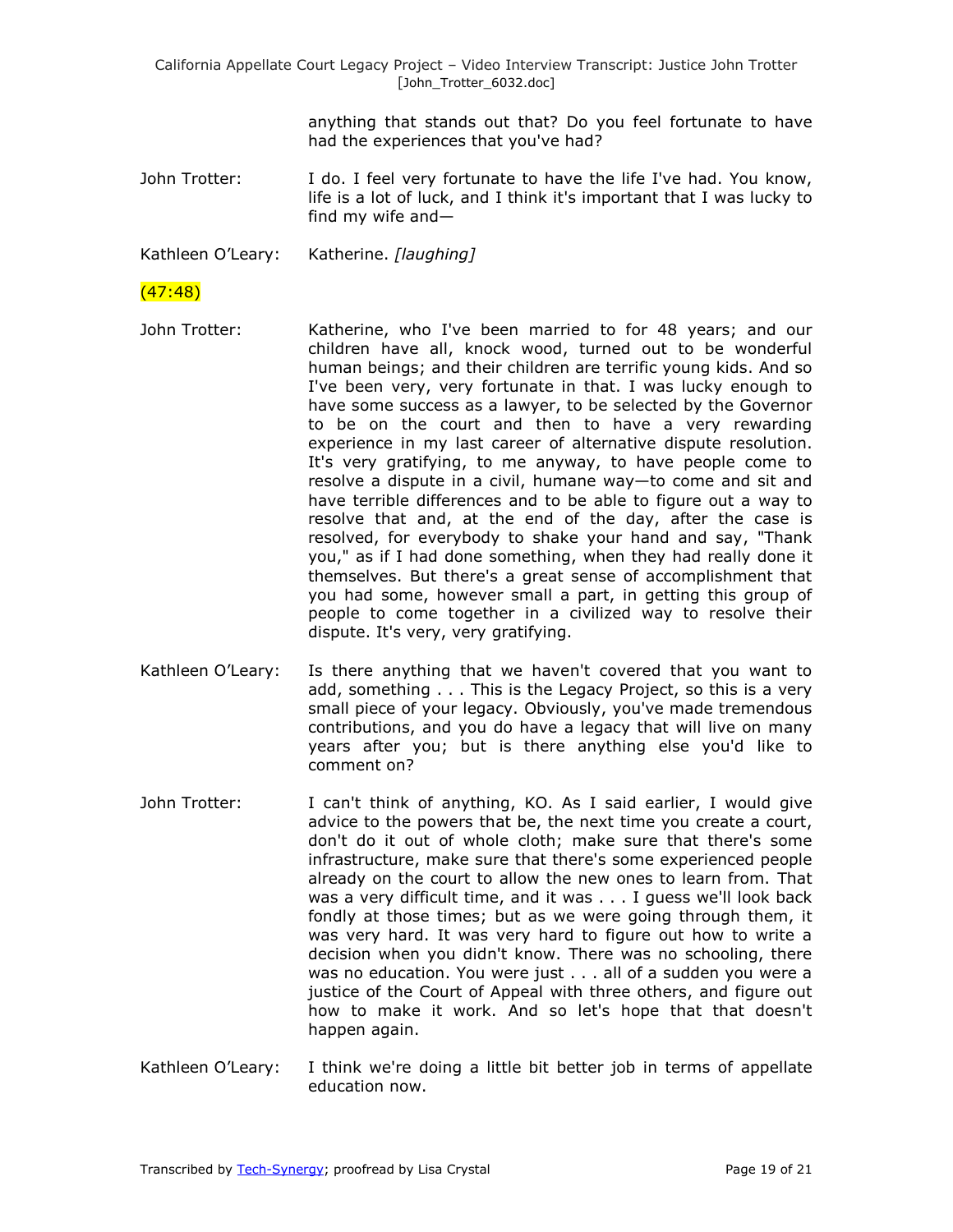anything that stands out that? Do you feel fortunate to have had the experiences that you've had?

John Trotter: I do. I feel very fortunate to have the life I've had. You know, life is a lot of luck, and I think it's important that I was lucky to find my wife and—

Kathleen O'Leary: Katherine. *[laughing]*

(47:48)

John Trotter: Katherine, who I've been married to for 48 years; and our children have all, knock wood, turned out to be wonderful human beings; and their children are terrific young kids. And so I've been very, very fortunate in that. I was lucky enough to have some success as a lawyer, to be selected by the Governor to be on the court and then to have a very rewarding experience in my last career of alternative dispute resolution. It's very gratifying, to me anyway, to have people come to resolve a dispute in a civil, humane way—to come and sit and have terrible differences and to be able to figure out a way to resolve that and, at the end of the day, after the case is resolved, for everybody to shake your hand and say, "Thank you," as if I had done something, when they had really done it themselves. But there's a great sense of accomplishment that you had some, however small a part, in getting this group of people to come together in a civilized way to resolve their dispute. It's very, very gratifying.

Kathleen O'Leary: Is there anything that we haven't covered that you want to add, something . . . This is the Legacy Project, so this is a very small piece of your legacy. Obviously, you've made tremendous contributions, and you do have a legacy that will live on many years after you; but is there anything else you'd like to comment on?

John Trotter: I can't think of anything, KO. As I said earlier, I would give advice to the powers that be, the next time you create a court, don't do it out of whole cloth; make sure that there's some infrastructure, make sure that there's some experienced people already on the court to allow the new ones to learn from. That was a very difficult time, and it was . . . I guess we'll look back fondly at those times; but as we were going through them, it was very hard. It was very hard to figure out how to write a decision when you didn't know. There was no schooling, there was no education. You were just . . . all of a sudden you were a justice of the Court of Appeal with three others, and figure out how to make it work. And so let's hope that that doesn't happen again.

Kathleen O'Leary: I think we're doing a little bit better job in terms of appellate education now.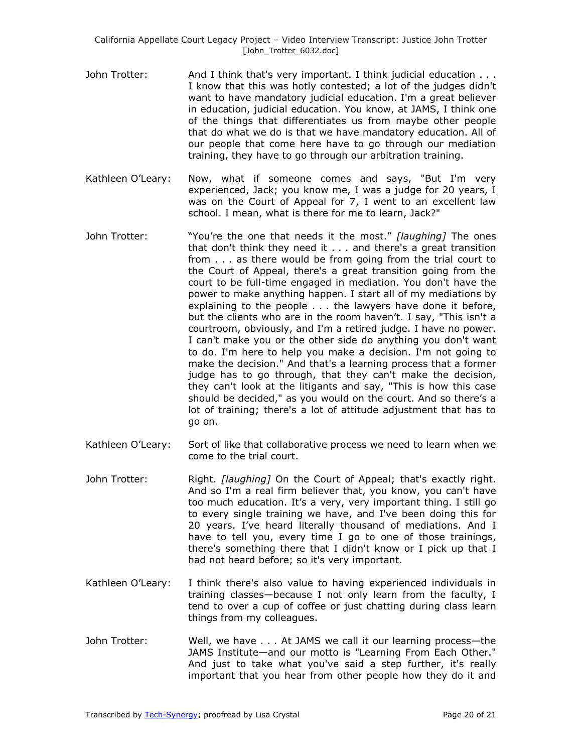John Trotter: And I think that's very important. I think judicial education . . . I know that this was hotly contested; a lot of the judges didn't want to have mandatory judicial education. I'm a great believer in education, judicial education. You know, at JAMS, I think one of the things that differentiates us from maybe other people that do what we do is that we have mandatory education. All of our people that come here have to go through our mediation training, they have to go through our arbitration training.

Kathleen O'Leary: Now, what if someone comes and says, "But I'm very experienced, Jack; you know me, I was a judge for 20 years, I was on the Court of Appeal for 7, I went to an excellent law school. I mean, what is there for me to learn, Jack?"

John Trotter: "You're the one that needs it the most." *[laughing]* The ones that don't think they need it . . . and there's a great transition from . . . as there would be from going from the trial court to the Court of Appeal, there's a great transition going from the court to be full-time engaged in mediation. You don't have the power to make anything happen. I start all of my mediations by explaining to the people . . . the lawyers have done it before, but the clients who are in the room haven't. I say, "This isn't a courtroom, obviously, and I'm a retired judge. I have no power. I can't make you or the other side do anything you don't want to do. I'm here to help you make a decision. I'm not going to make the decision." And that's a learning process that a former judge has to go through, that they can't make the decision, they can't look at the litigants and say, "This is how this case should be decided," as you would on the court. And so there's a lot of training; there's a lot of attitude adjustment that has to go on.

Kathleen O'Leary: Sort of like that collaborative process we need to learn when we come to the trial court.

John Trotter: Right. *[laughing]* On the Court of Appeal; that's exactly right. And so I'm a real firm believer that, you know, you can't have too much education. It's a very, very important thing. I still go to every single training we have, and I've been doing this for 20 years. I've heard literally thousand of mediations. And I have to tell you, every time I go to one of those trainings, there's something there that I didn't know or I pick up that I had not heard before; so it's very important.

Kathleen O'Leary: I think there's also value to having experienced individuals in training classes—because I not only learn from the faculty, I tend to over a cup of coffee or just chatting during class learn things from my colleagues.

John Trotter: Well, we have . . . At JAMS we call it our learning process—the JAMS Institute—and our motto is "Learning From Each Other." And just to take what you've said a step further, it's really important that you hear from other people how they do it and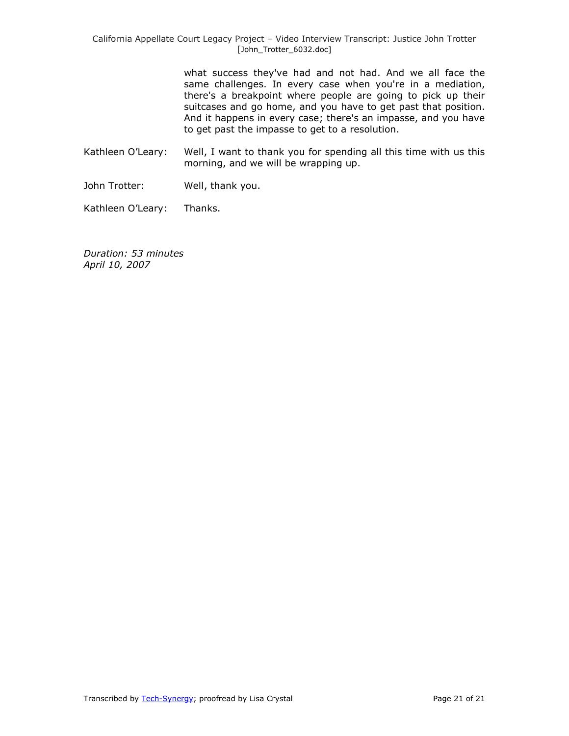what success they've had and not had. And we all face the same challenges. In every case when you're in a mediation, there's a breakpoint where people are going to pick up their suitcases and go home, and you have to get past that position. And it happens in every case; there's an impasse, and you have to get past the impasse to get to a resolution.

Kathleen O'Leary: Well, I want to thank you for spending all this time with us this morning, and we will be wrapping up.

John Trotter: Well, thank you.

Kathleen O'Leary: Thanks.

*Duration: 53 minutes*
*April 10, 2007*